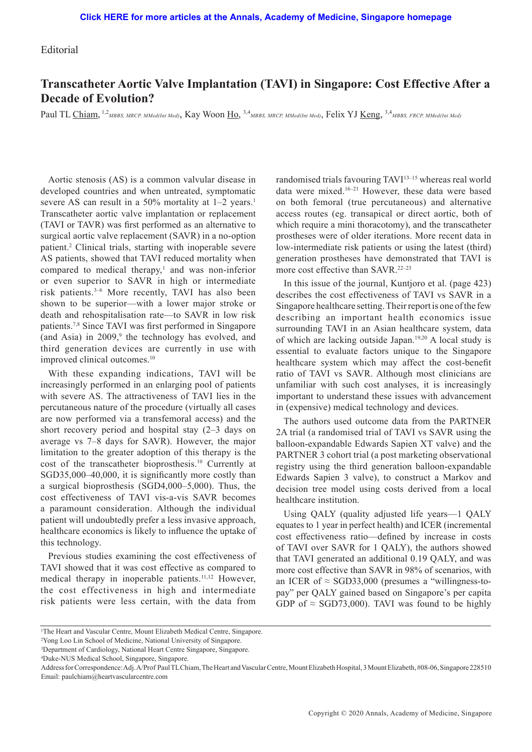Editorial

# Transcatheter Aortic Valve Implantation (TAVI) in Singapore: Cost Effective After a Decade of Evolution?

Paul TL Chiam, [1,2] *MBBS, MRCP, MMed(Int Med)*, Kay Woon Ho, [3,4] *MBBS, MRCP, MMed(Int Med)*, Felix YJ Keng, [3,4] *MBBS, FRCP, MMed(Int Med)*

Aortic stenosis (AS) is a common valvular disease in developed countries and when untreated, symptomatic severe AS can result in a 50% mortality at 1–2 years.[1] Transcatheter aortic valve implantation or replacement (TAVI or TAVR) was first performed as an alternative to surgical aortic valve replacement (SAVR) in a no-option patient.[2] Clinical trials, starting with inoperable severe AS patients, showed that TAVI reduced mortality when compared to medical therapy,[1] and was non-inferior or even superior to SAVR in high or intermediate risk patients.[3–6] More recently, TAVI has also been shown to be superior—with a lower major stroke or death and rehospitalisation rate—to SAVR in low risk patients.[7,8] Since TAVI was first performed in Singapore (and Asia) in 2009,[9] the technology has evolved, and third generation devices are currently in use with improved clinical outcomes.[10]

With these expanding indications, TAVI will be increasingly performed in an enlarging pool of patients with severe AS. The attractiveness of TAVI lies in the percutaneous nature of the procedure (virtually all cases are now performed via a transfemoral access) and the short recovery period and hospital stay (2–3 days on average vs 7–8 days for SAVR). However, the major limitation to the greater adoption of this therapy is the cost of the transcatheter bioprosthesis.[10] Currently at SGD35,000–40,000, it is significantly more costly than a surgical bioprosthesis (SGD4,000–5,000). Thus, the cost effectiveness of TAVI vis-a-vis SAVR becomes a paramount consideration. Although the individual patient will undoubtedly prefer a less invasive approach, healthcare economics is likely to influence the uptake of this technology.

Previous studies examining the cost effectiveness of TAVI showed that it was cost effective as compared to medical therapy in inoperable patients.[11,12] However, the cost effectiveness in high and intermediate risk patients were less certain, with the data from randomised trials favouring TAVI[13–15] whereas real world data were mixed.[16–21] However, these data were based on both femoral (true percutaneous) and alternative access routes (eg. transapical or direct aortic, both of which require a mini thoracotomy), and the transcatheter prostheses were of older iterations. More recent data in low-intermediate risk patients or using the latest (third) generation prostheses have demonstrated that TAVI is more cost effective than SAVR.[22–23]

In this issue of the journal, Kuntjoro et al. (page 423) describes the cost effectiveness of TAVI vs SAVR in a Singapore healthcare setting. Their report is one of the few describing an important health economics issue surrounding TAVI in an Asian healthcare system, data of which are lacking outside Japan.[19,20] A local study is essential to evaluate factors unique to the Singapore healthcare system which may affect the cost-benefit ratio of TAVI vs SAVR. Although most clinicians are unfamiliar with such cost analyses, it is increasingly important to understand these issues with advancement in (expensive) medical technology and devices.

The authors used outcome data from the PARTNER 2A trial (a randomised trial of TAVI vs SAVR using the balloon-expandable Edwards Sapien XT valve) and the PARTNER 3 cohort trial (a post marketing observational registry using the third generation balloon-expandable Edwards Sapien 3 valve), to construct a Markov and decision tree model using costs derived from a local healthcare institution.

Using QALY (quality adjusted life years—1 QALY equates to 1 year in perfect health) and ICER (incremental cost effectiveness ratio—defined by increase in costs of TAVI over SAVR for 1 QALY), the authors showed that TAVI generated an additional 0.19 QALY, and was more cost effective than SAVR in 98% of scenarios, with an ICER of ≈ SGD33,000 (presumes a "willingness-to-pay" per QALY gained based on Singapore's per capita GDP of ≈ SGD73,000). TAVI was found to be highly

---

[1]The Heart and Vascular Centre, Mount Elizabeth Medical Centre, Singapore.
[2]Yong Loo Lin School of Medicine, National University of Singapore.
[3]Department of Cardiology, National Heart Centre Singapore, Singapore.
[4]Duke-NUS Medical School, Singapore, Singapore.

Address for Correspondence: Adj. A/Prof Paul TL Chiam, The Heart and Vascular Centre, Mount Elizabeth Hospital, 3 Mount Elizabeth, #08-06, Singapore 228510
Email: paulchiam@heartvascularcentre.com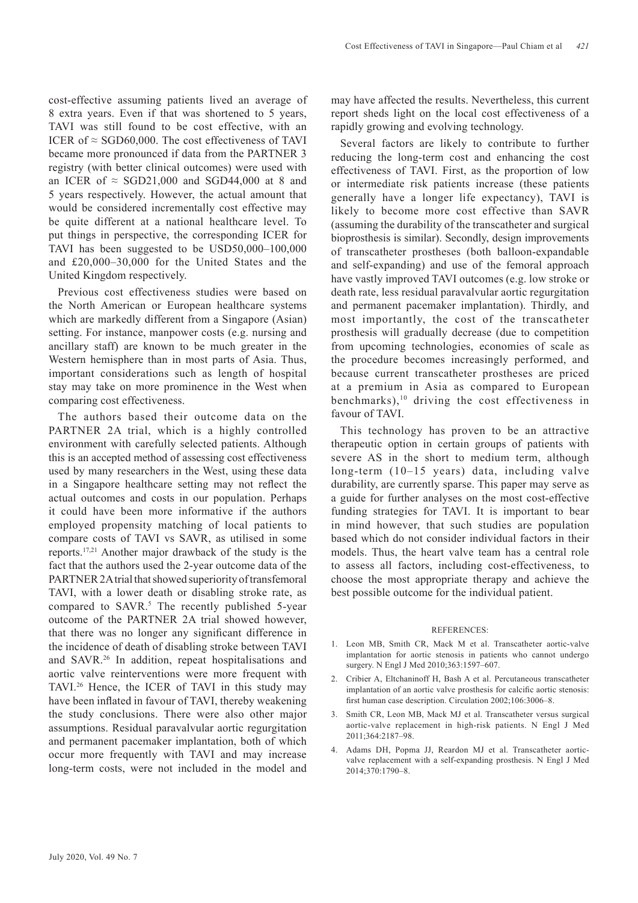cost-effective assuming patients lived an average of 8 extra years. Even if that was shortened to 5 years, TAVI was still found to be cost effective, with an ICER of ≈ SGD60,000. The cost effectiveness of TAVI became more pronounced if data from the PARTNER 3 registry (with better clinical outcomes) were used with an ICER of ≈ SGD21,000 and SGD44,000 at 8 and 5 years respectively. However, the actual amount that would be considered incrementally cost effective may be quite different at a national healthcare level. To put things in perspective, the corresponding ICER for TAVI has been suggested to be USD50,000–100,000 and £20,000–30,000 for the United States and the United Kingdom respectively.

Previous cost effectiveness studies were based on the North American or European healthcare systems which are markedly different from a Singapore (Asian) setting. For instance, manpower costs (e.g. nursing and ancillary staff) are known to be much greater in the Western hemisphere than in most parts of Asia. Thus, important considerations such as length of hospital stay may take on more prominence in the West when comparing cost effectiveness.

The authors based their outcome data on the PARTNER 2A trial, which is a highly controlled environment with carefully selected patients. Although this is an accepted method of assessing cost effectiveness used by many researchers in the West, using these data in a Singapore healthcare setting may not reflect the actual outcomes and costs in our population. Perhaps it could have been more informative if the authors employed propensity matching of local patients to compare costs of TAVI vs SAVR, as utilised in some reports.[17,21] Another major drawback of the study is the fact that the authors used the 2-year outcome data of the PARTNER 2A trial that showed superiority of transfemoral TAVI, with a lower death or disabling stroke rate, as compared to SAVR.[5] The recently published 5-year outcome of the PARTNER 2A trial showed however, that there was no longer any significant difference in the incidence of death of disabling stroke between TAVI and SAVR.[26] In addition, repeat hospitalisations and aortic valve reinterventions were more frequent with TAVI.[26] Hence, the ICER of TAVI in this study may have been inflated in favour of TAVI, thereby weakening the study conclusions. There were also other major assumptions. Residual paravalvular aortic regurgitation and permanent pacemaker implantation, both of which occur more frequently with TAVI and may increase long-term costs, were not included in the model and may have affected the results. Nevertheless, this current report sheds light on the local cost effectiveness of a rapidly growing and evolving technology.

Several factors are likely to contribute to further reducing the long-term cost and enhancing the cost effectiveness of TAVI. First, as the proportion of low or intermediate risk patients increase (these patients generally have a longer life expectancy), TAVI is likely to become more cost effective than SAVR (assuming the durability of the transcatheter and surgical bioprosthesis is similar). Secondly, design improvements of transcatheter prostheses (both balloon-expandable and self-expanding) and use of the femoral approach have vastly improved TAVI outcomes (e.g. low stroke or death rate, less residual paravalvular aortic regurgitation and permanent pacemaker implantation). Thirdly, and most importantly, the cost of the transcatheter prosthesis will gradually decrease (due to competition from upcoming technologies, economies of scale as the procedure becomes increasingly performed, and because current transcatheter prostheses are priced at a premium in Asia as compared to European benchmarks),[10] driving the cost effectiveness in favour of TAVI.

This technology has proven to be an attractive therapeutic option in certain groups of patients with severe AS in the short to medium term, although long-term (10–15 years) data, including valve durability, are currently sparse. This paper may serve as a guide for further analyses on the most cost-effective funding strategies for TAVI. It is important to bear in mind however, that such studies are population based which do not consider individual factors in their models. Thus, the heart valve team has a central role to assess all factors, including cost-effectiveness, to choose the most appropriate therapy and achieve the best possible outcome for the individual patient.

## REFERENCES:

1. Leon MB, Smith CR, Mack M et al. Transcatheter aortic-valve implantation for aortic stenosis in patients who cannot undergo surgery. N Engl J Med 2010;363:1597–607.
2. Cribier A, Eltchaninoff H, Bash A et al. Percutaneous transcatheter implantation of an aortic valve prosthesis for calcific aortic stenosis: first human case description. Circulation 2002;106:3006–8.
3. Smith CR, Leon MB, Mack MJ et al. Transcatheter versus surgical aortic-valve replacement in high-risk patients. N Engl J Med 2011;364:2187–98.
4. Adams DH, Popma JJ, Reardon MJ et al. Transcatheter aortic-valve replacement with a self-expanding prosthesis. N Engl J Med 2014;370:1790–8.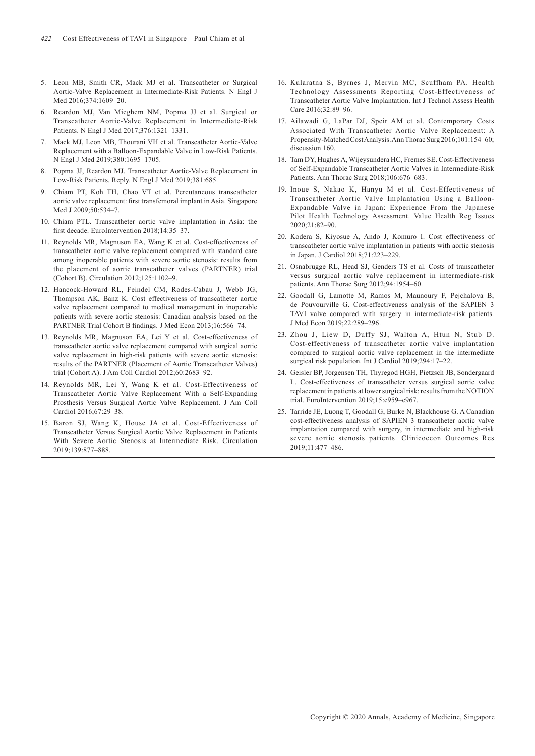5. Leon MB, Smith CR, Mack MJ et al. Transcatheter or Surgical Aortic-Valve Replacement in Intermediate-Risk Patients. N Engl J Med 2016;374:1609–20.
6. Reardon MJ, Van Mieghem NM, Popma JJ et al. Surgical or Transcatheter Aortic-Valve Replacement in Intermediate-Risk Patients. N Engl J Med 2017;376:1321–1331.
7. Mack MJ, Leon MB, Thourani VH et al. Transcatheter Aortic-Valve Replacement with a Balloon-Expandable Valve in Low-Risk Patients. N Engl J Med 2019;380:1695–1705.
8. Popma JJ, Reardon MJ. Transcatheter Aortic-Valve Replacement in Low-Risk Patients. Reply. N Engl J Med 2019;381:685.
9. Chiam PT, Koh TH, Chao VT et al. Percutaneous transcatheter aortic valve replacement: first transfemoral implant in Asia. Singapore Med J 2009;50:534–7.
10. Chiam PTL. Transcatheter aortic valve implantation in Asia: the first decade. EuroIntervention 2018;14:35–37.
11. Reynolds MR, Magnuson EA, Wang K et al. Cost-effectiveness of transcatheter aortic valve replacement compared with standard care among inoperable patients with severe aortic stenosis: results from the placement of aortic transcatheter valves (PARTNER) trial (Cohort B). Circulation 2012;125:1102–9.
12. Hancock-Howard RL, Feindel CM, Rodes-Cabau J, Webb JG, Thompson AK, Banz K. Cost effectiveness of transcatheter aortic valve replacement compared to medical management in inoperable patients with severe aortic stenosis: Canadian analysis based on the PARTNER Trial Cohort B findings. J Med Econ 2013;16:566–74.
13. Reynolds MR, Magnuson EA, Lei Y et al. Cost-effectiveness of transcatheter aortic valve replacement compared with surgical aortic valve replacement in high-risk patients with severe aortic stenosis: results of the PARTNER (Placement of Aortic Transcatheter Valves) trial (Cohort A). J Am Coll Cardiol 2012;60:2683–92.
14. Reynolds MR, Lei Y, Wang K et al. Cost-Effectiveness of Transcatheter Aortic Valve Replacement With a Self-Expanding Prosthesis Versus Surgical Aortic Valve Replacement. J Am Coll Cardiol 2016;67:29–38.
15. Baron SJ, Wang K, House JA et al. Cost-Effectiveness of Transcatheter Versus Surgical Aortic Valve Replacement in Patients With Severe Aortic Stenosis at Intermediate Risk. Circulation 2019;139:877–888.
16. Kularatna S, Byrnes J, Mervin MC, Scuffham PA. Health Technology Assessments Reporting Cost-Effectiveness of Transcatheter Aortic Valve Implantation. Int J Technol Assess Health Care 2016;32:89–96.
17. Ailawadi G, LaPar DJ, Speir AM et al. Contemporary Costs Associated With Transcatheter Aortic Valve Replacement: A Propensity-Matched Cost Analysis. Ann Thorac Surg 2016;101:154–60; discussion 160.
18. Tam DY, Hughes A, Wijeysundera HC, Fremes SE. Cost-Effectiveness of Self-Expandable Transcatheter Aortic Valves in Intermediate-Risk Patients. Ann Thorac Surg 2018;106:676–683.
19. Inoue S, Nakao K, Hanyu M et al. Cost-Effectiveness of Transcatheter Aortic Valve Implantation Using a Balloon-Expandable Valve in Japan: Experience From the Japanese Pilot Health Technology Assessment. Value Health Reg Issues 2020;21:82–90.
20. Kodera S, Kiyosue A, Ando J, Komuro I. Cost effectiveness of transcatheter aortic valve implantation in patients with aortic stenosis in Japan. J Cardiol 2018;71:223–229.
21. Osnabrugge RL, Head SJ, Genders TS et al. Costs of transcatheter versus surgical aortic valve replacement in intermediate-risk patients. Ann Thorac Surg 2012;94:1954–60.
22. Goodall G, Lamotte M, Ramos M, Maunoury F, Pejchalova B, de Pouvourville G. Cost-effectiveness analysis of the SAPIEN 3 TAVI valve compared with surgery in intermediate-risk patients. J Med Econ 2019;22:289–296.
23. Zhou J, Liew D, Duffy SJ, Walton A, Htun N, Stub D. Cost-effectiveness of transcatheter aortic valve implantation compared to surgical aortic valve replacement in the intermediate surgical risk population. Int J Cardiol 2019;294:17–22.
24. Geisler BP, Jorgensen TH, Thyregod HGH, Pietzsch JB, Sondergaard L. Cost-effectiveness of transcatheter versus surgical aortic valve replacement in patients at lower surgical risk: results from the NOTION trial. EuroIntervention 2019;15:e959–e967.
25. Tarride JE, Luong T, Goodall G, Burke N, Blackhouse G. A Canadian cost-effectiveness analysis of SAPIEN 3 transcatheter aortic valve implantation compared with surgery, in intermediate and high-risk severe aortic stenosis patients. Clinicoecon Outcomes Res 2019;11:477–486.